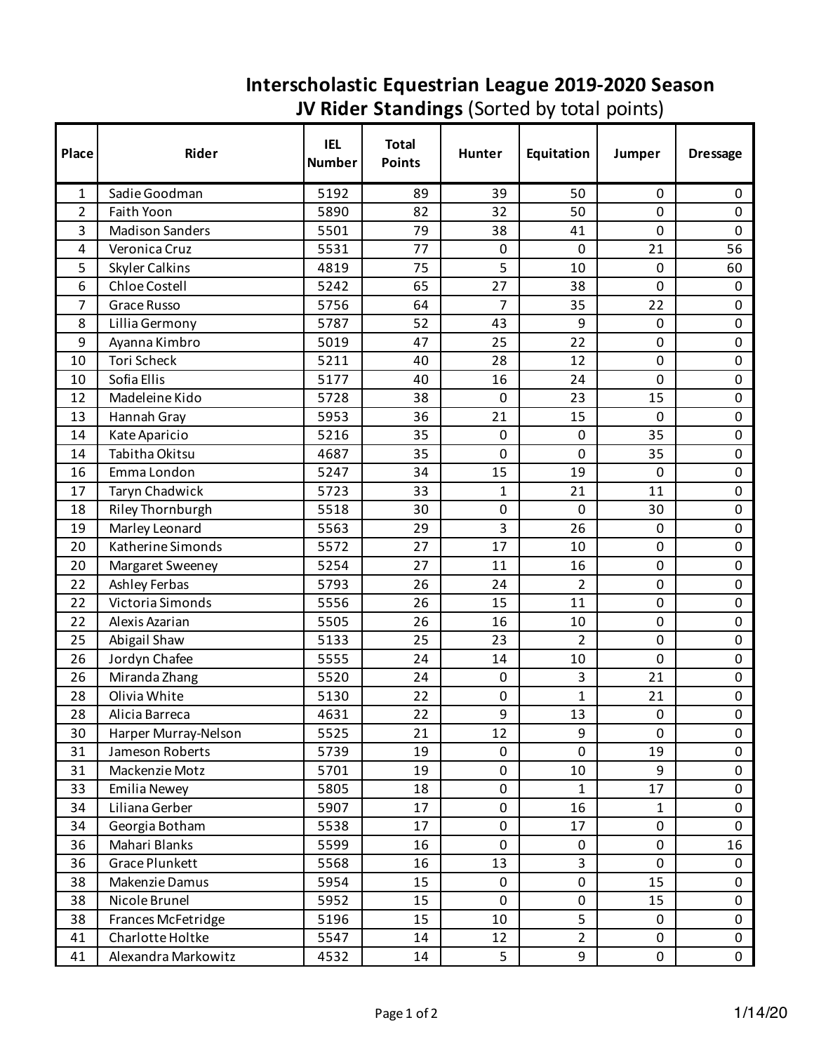# Interscholastic Equestrian League 2019-2020 Season

## JV Rider Standings (Sorted by total points)

| Place | Rider | IEL Number | Total Points | Hunter | Equitation | Jumper | Dressage |
|---|---|---|---|---|---|---|---|
| 1 | Sadie Goodman | 5192 | 89 | 39 | 50 | 0 | 0 |
| 2 | Faith Yoon | 5890 | 82 | 32 | 50 | 0 | 0 |
| 3 | Madison Sanders | 5501 | 79 | 38 | 41 | 0 | 0 |
| 4 | Veronica Cruz | 5531 | 77 | 0 | 0 | 21 | 56 |
| 5 | Skyler Calkins | 4819 | 75 | 5 | 10 | 0 | 60 |
| 6 | Chloe Costell | 5242 | 65 | 27 | 38 | 0 | 0 |
| 7 | Grace Russo | 5756 | 64 | 7 | 35 | 22 | 0 |
| 8 | Lillia Germony | 5787 | 52 | 43 | 9 | 0 | 0 |
| 9 | Ayanna Kimbro | 5019 | 47 | 25 | 22 | 0 | 0 |
| 10 | Tori Scheck | 5211 | 40 | 28 | 12 | 0 | 0 |
| 10 | Sofia Ellis | 5177 | 40 | 16 | 24 | 0 | 0 |
| 12 | Madeleine Kido | 5728 | 38 | 0 | 23 | 15 | 0 |
| 13 | Hannah Gray | 5953 | 36 | 21 | 15 | 0 | 0 |
| 14 | Kate Aparicio | 5216 | 35 | 0 | 0 | 35 | 0 |
| 14 | Tabitha Okitsu | 4687 | 35 | 0 | 0 | 35 | 0 |
| 16 | Emma London | 5247 | 34 | 15 | 19 | 0 | 0 |
| 17 | Taryn Chadwick | 5723 | 33 | 1 | 21 | 11 | 0 |
| 18 | Riley Thornburgh | 5518 | 30 | 0 | 0 | 30 | 0 |
| 19 | Marley Leonard | 5563 | 29 | 3 | 26 | 0 | 0 |
| 20 | Katherine Simonds | 5572 | 27 | 17 | 10 | 0 | 0 |
| 20 | Margaret Sweeney | 5254 | 27 | 11 | 16 | 0 | 0 |
| 22 | Ashley Ferbas | 5793 | 26 | 24 | 2 | 0 | 0 |
| 22 | Victoria Simonds | 5556 | 26 | 15 | 11 | 0 | 0 |
| 22 | Alexis Azarian | 5505 | 26 | 16 | 10 | 0 | 0 |
| 25 | Abigail Shaw | 5133 | 25 | 23 | 2 | 0 | 0 |
| 26 | Jordyn Chafee | 5555 | 24 | 14 | 10 | 0 | 0 |
| 26 | Miranda Zhang | 5520 | 24 | 0 | 3 | 21 | 0 |
| 28 | Olivia White | 5130 | 22 | 0 | 1 | 21 | 0 |
| 28 | Alicia Barreca | 4631 | 22 | 9 | 13 | 0 | 0 |
| 30 | Harper Murray-Nelson | 5525 | 21 | 12 | 9 | 0 | 0 |
| 31 | Jameson Roberts | 5739 | 19 | 0 | 0 | 19 | 0 |
| 31 | Mackenzie Motz | 5701 | 19 | 0 | 10 | 9 | 0 |
| 33 | Emilia Newey | 5805 | 18 | 0 | 1 | 17 | 0 |
| 34 | Liliana Gerber | 5907 | 17 | 0 | 16 | 1 | 0 |
| 34 | Georgia Botham | 5538 | 17 | 0 | 17 | 0 | 0 |
| 36 | Mahari Blanks | 5599 | 16 | 0 | 0 | 0 | 16 |
| 36 | Grace Plunkett | 5568 | 16 | 13 | 3 | 0 | 0 |
| 38 | Makenzie Damus | 5954 | 15 | 0 | 0 | 15 | 0 |
| 38 | Nicole Brunel | 5952 | 15 | 0 | 0 | 15 | 0 |
| 38 | Frances McFetridge | 5196 | 15 | 10 | 5 | 0 | 0 |
| 41 | Charlotte Holtke | 5547 | 14 | 12 | 2 | 0 | 0 |
| 41 | Alexandra Markowitz | 4532 | 14 | 5 | 9 | 0 | 0 |

1/14/20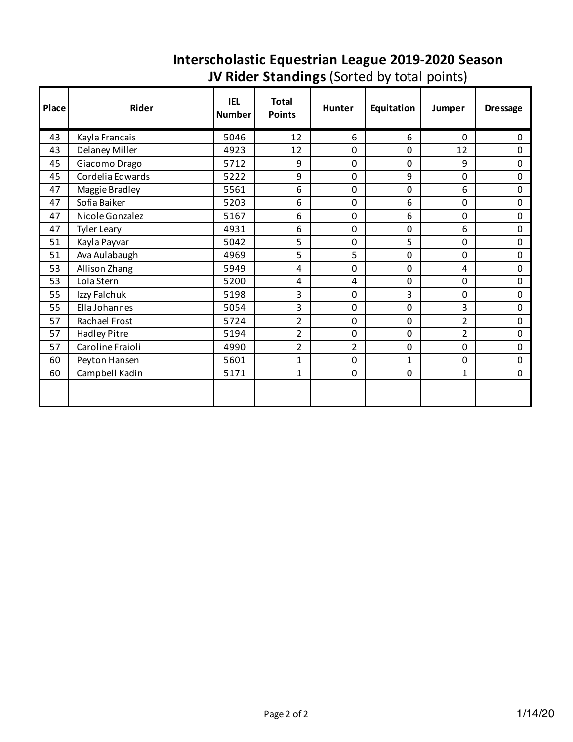## Interscholastic Equestrian League 2019-2020 Season

### JV Rider Standings (Sorted by total points)

| Place | Rider | IEL Number | Total Points | Hunter | Equitation | Jumper | Dressage |
|---|---|---|---|---|---|---|---|
| 43 | Kayla Francais | 5046 | 12 | 6 | 6 | 0 | 0 |
| 43 | Delaney Miller | 4923 | 12 | 0 | 0 | 12 | 0 |
| 45 | Giacomo Drago | 5712 | 9 | 0 | 0 | 9 | 0 |
| 45 | Cordelia Edwards | 5222 | 9 | 0 | 9 | 0 | 0 |
| 47 | Maggie Bradley | 5561 | 6 | 0 | 0 | 6 | 0 |
| 47 | Sofia Baiker | 5203 | 6 | 0 | 6 | 0 | 0 |
| 47 | Nicole Gonzalez | 5167 | 6 | 0 | 6 | 0 | 0 |
| 47 | Tyler Leary | 4931 | 6 | 0 | 0 | 6 | 0 |
| 51 | Kayla Payvar | 5042 | 5 | 0 | 5 | 0 | 0 |
| 51 | Ava Aulabaugh | 4969 | 5 | 5 | 0 | 0 | 0 |
| 53 | Allison Zhang | 5949 | 4 | 0 | 0 | 4 | 0 |
| 53 | Lola Stern | 5200 | 4 | 4 | 0 | 0 | 0 |
| 55 | Izzy Falchuk | 5198 | 3 | 0 | 3 | 0 | 0 |
| 55 | Ella Johannes | 5054 | 3 | 0 | 0 | 3 | 0 |
| 57 | Rachael Frost | 5724 | 2 | 0 | 0 | 2 | 0 |
| 57 | Hadley Pitre | 5194 | 2 | 0 | 0 | 2 | 0 |
| 57 | Caroline Fraioli | 4990 | 2 | 2 | 0 | 0 | 0 |
| 60 | Peyton Hansen | 5601 | 1 | 0 | 1 | 0 | 0 |
| 60 | Campbell Kadin | 5171 | 1 | 0 | 0 | 1 | 0 |
| | | | | | | | |
| | | | | | | | |

1/14/20